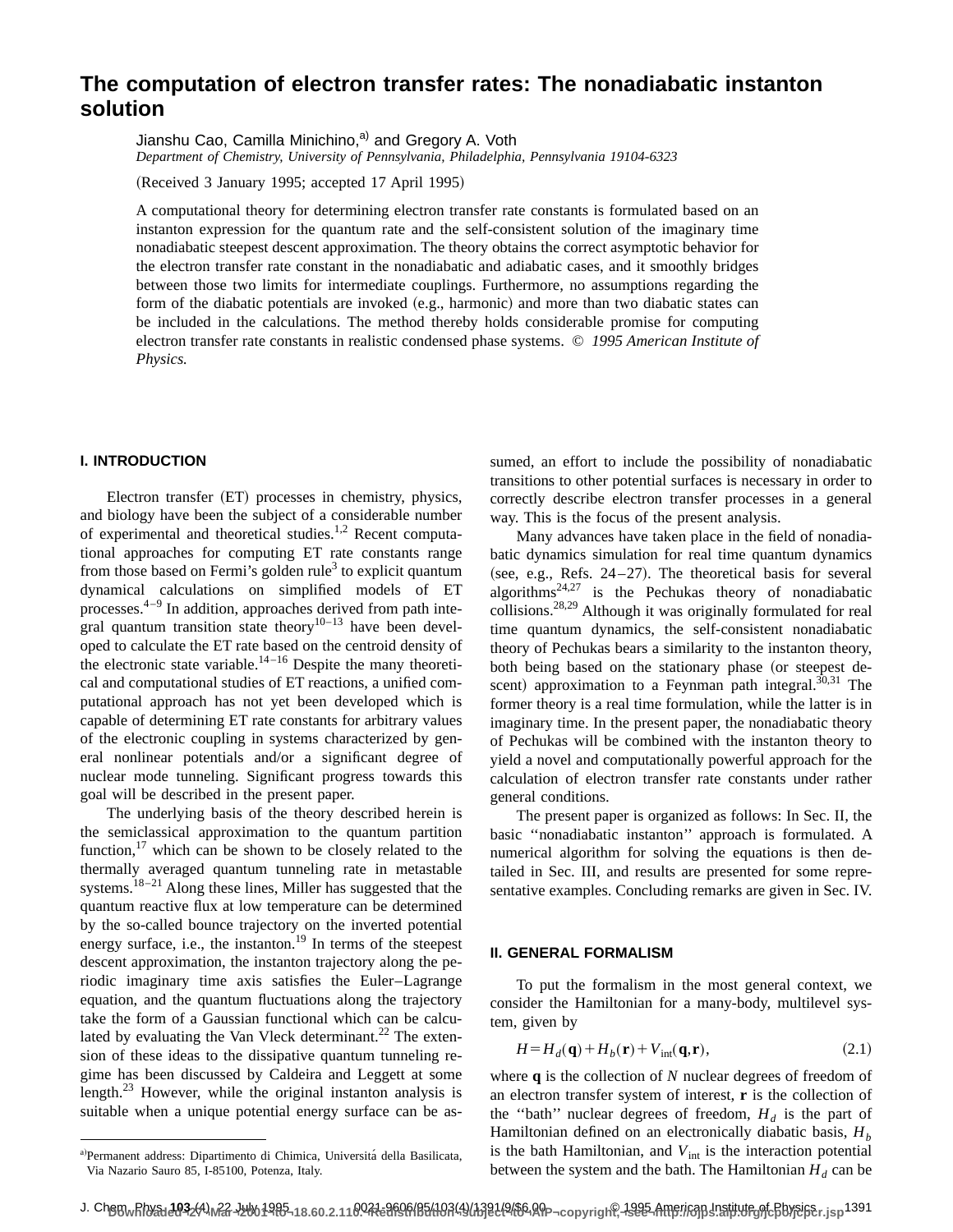# The computation of electron transfer rates: The nonadiabatic instanton solution

Jianshu Cao, Camilla Minichino,[a] and Gregory A. Voth

*Department of Chemistry, University of Pennsylvania, Philadelphia, Pennsylvania 19104-6323*

(Received 3 January 1995; accepted 17 April 1995)

A computational theory for determining electron transfer rate constants is formulated based on an instanton expression for the quantum rate and the self-consistent solution of the imaginary time nonadiabatic steepest descent approximation. The theory obtains the correct asymptotic behavior for the electron transfer rate constant in the nonadiabatic and adiabatic cases, and it smoothly bridges between those two limits for intermediate couplings. Furthermore, no assumptions regarding the form of the diabatic potentials are invoked (e.g., harmonic) and more than two diabatic states can be included in the calculations. The method thereby holds considerable promise for computing electron transfer rate constants in realistic condensed phase systems. © *1995 American Institute of Physics.*

## I. INTRODUCTION

Electron transfer (ET) processes in chemistry, physics, and biology have been the subject of a considerable number of experimental and theoretical studies.[1,2] Recent computational approaches for computing ET rate constants range from those based on Fermi's golden rule[3] to explicit quantum dynamical calculations on simplified models of ET processes.[4–9] In addition, approaches derived from path integral quantum transition state theory[10–13] have been developed to calculate the ET rate based on the centroid density of the electronic state variable.[14–16] Despite the many theoretical and computational studies of ET reactions, a unified computational approach has not yet been developed which is capable of determining ET rate constants for arbitrary values of the electronic coupling in systems characterized by general nonlinear potentials and/or a significant degree of nuclear mode tunneling. Significant progress towards this goal will be described in the present paper.

The underlying basis of the theory described herein is the semiclassical approximation to the quantum partition function,[17] which can be shown to be closely related to the thermally averaged quantum tunneling rate in metastable systems.[18–21] Along these lines, Miller has suggested that the quantum reactive flux at low temperature can be determined by the so-called bounce trajectory on the inverted potential energy surface, i.e., the instanton.[19] In terms of the steepest descent approximation, the instanton trajectory along the periodic imaginary time axis satisfies the Euler–Lagrange equation, and the quantum fluctuations along the trajectory take the form of a Gaussian functional which can be calculated by evaluating the Van Vleck determinant.[22] The extension of these ideas to the dissipative quantum tunneling regime has been discussed by Caldeira and Leggett at some length.[23] However, while the original instanton analysis is suitable when a unique potential energy surface can be assumed, an effort to include the possibility of nonadiabatic transitions to other potential surfaces is necessary in order to correctly describe electron transfer processes in a general way. This is the focus of the present analysis.

Many advances have taken place in the field of nonadiabatic dynamics simulation for real time quantum dynamics (see, e.g., Refs. 24–27). The theoretical basis for several algorithms[24,27] is the Pechukas theory of nonadiabatic collisions.[28,29] Although it was originally formulated for real time quantum dynamics, the self-consistent nonadiabatic theory of Pechukas bears a similarity to the instanton theory, both being based on the stationary phase (or steepest descent) approximation to a Feynman path integral.[30,31] The former theory is a real time formulation, while the latter is in imaginary time. In the present paper, the nonadiabatic theory of Pechukas will be combined with the instanton theory to yield a novel and computationally powerful approach for the calculation of electron transfer rate constants under rather general conditions.

The present paper is organized as follows: In Sec. II, the basic "nonadiabatic instanton" approach is formulated. A numerical algorithm for solving the equations is then detailed in Sec. III, and results are presented for some representative examples. Concluding remarks are given in Sec. IV.

## II. GENERAL FORMALISM

To put the formalism in the most general context, we consider the Hamiltonian for a many-body, multilevel system, given by

$$H = H_d(\mathbf{q}) + H_b(\mathbf{r}) + V_{\text{int}}(\mathbf{q},\mathbf{r}), \tag{2.1}$$

where $\mathbf{q}$ is the collection of $N$ nuclear degrees of freedom of an electron transfer system of interest, $\mathbf{r}$ is the collection of the "bath" nuclear degrees of freedom, $H_d$ is the part of Hamiltonian defined on an electronically diabatic basis, $H_b$ is the bath Hamiltonian, and $V_{\text{int}}$ is the interaction potential between the system and the bath. The Hamiltonian $H_d$ can be

[a] Permanent address: Dipartimento di Chimica, Universitá della Basilicata, Via Nazario Sauro 85, I-85100, Potenza, Italy.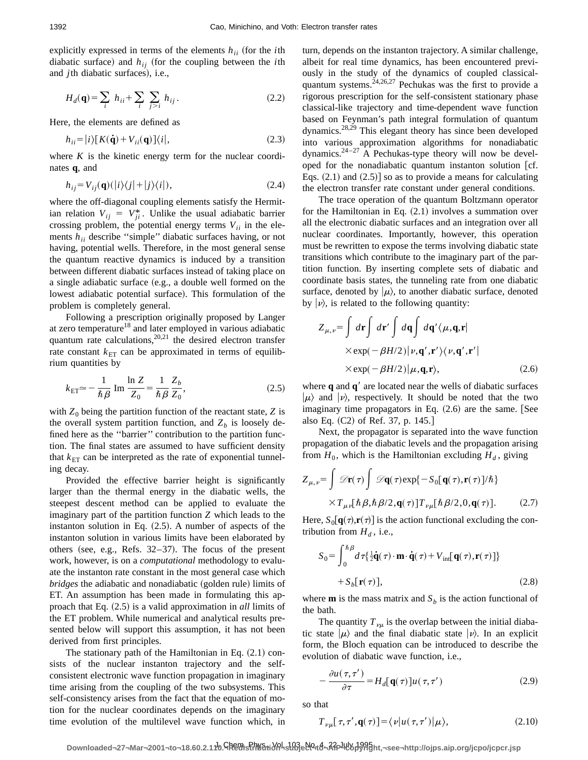explicitly expressed in terms of the elements $h_{ii}$ (for the $i$th diabatic surface) and $h_{ij}$ (for the coupling between the $i$th and $j$th diabatic surfaces), i.e.,

$$H_d(\mathbf{q}) = \sum_i h_{ii} + \sum_i \sum_{j>i} h_{ij}. \tag{2.2}$$

Here, the elements are defined as

$$h_{ii} = |i\rangle [K(\dot{\mathbf{q}}) + V_{ii}(\mathbf{q})] \langle i|, \tag{2.3}$$

where $K$ is the kinetic energy term for the nuclear coordinates $\mathbf{q}$, and

$$h_{ij} = V_{ij}(\mathbf{q})(|i\rangle\langle j| + |j\rangle\langle i|), \tag{2.4}$$

where the off-diagonal coupling elements satisfy the Hermitian relation $V_{ij} = V_{ji}^*$. Unlike the usual adiabatic barrier crossing problem, the potential energy terms $V_{ii}$ in the elements $h_{ii}$ describe "simple" diabatic surfaces having, or not having, potential wells. Therefore, in the most general sense the quantum reactive dynamics is induced by a transition between different diabatic surfaces instead of taking place on a single adiabatic surface (e.g., a double well formed on the lowest adiabatic potential surface). This formulation of the problem is completely general.

Following a prescription originally proposed by Langer at zero temperature[18] and later employed in various adiabatic quantum rate calculations,[20,21] the desired electron transfer rate constant $k_{\text{ET}}$ can be approximated in terms of equilibrium quantities by

$$k_{\text{ET}} \simeq -\frac{1}{\hbar\beta} \,\text{Im}\, \frac{\ln Z}{Z_0} = \frac{1}{\hbar\beta} \frac{Z_b}{Z_0}, \tag{2.5}$$

with $Z_0$ being the partition function of the reactant state, $Z$ is the overall system partition function, and $Z_b$ is loosely defined here as the "barrier" contribution to the partition function. The final states are assumed to have sufficient density that $k_{\text{ET}}$ can be interpreted as the rate of exponential tunneling decay.

Provided the effective barrier height is significantly larger than the thermal energy in the diabatic wells, the steepest descent method can be applied to evaluate the imaginary part of the partition function $Z$ which leads to the instanton solution in Eq. (2.5). A number of aspects of the instanton solution in various limits have been elaborated by others (see, e.g., Refs. 32–37). The focus of the present work, however, is on a *computational* methodology to evaluate the instanton rate constant in the most general case which *bridges* the adiabatic and nonadiabatic (golden rule) limits of ET. An assumption has been made in formulating this approach that Eq. (2.5) is a valid approximation in *all* limits of the ET problem. While numerical and analytical results presented below will support this assumption, it has not been derived from first principles.

The stationary path of the Hamiltonian in Eq. (2.1) consists of the nuclear instanton trajectory and the self-consistent electronic wave function propagation in imaginary time arising from the coupling of the two subsystems. This self-consistency arises from the fact that the equation of motion for the nuclear coordinates depends on the imaginary time evolution of the multilevel wave function which, in turn, depends on the instanton trajectory. A similar challenge, albeit for real time dynamics, has been encountered previously in the study of the dynamics of coupled classical-quantum systems.[24,26,27] Pechukas was the first to provide a rigorous prescription for the self-consistent stationary phase classical-like trajectory and time-dependent wave function based on Feynman's path integral formulation of quantum dynamics.[28,29] This elegant theory has since been developed into various approximation algorithms for nonadiabatic dynamics.[24–27] A Pechukas-type theory will now be developed for the nonadiabatic quantum instanton solution [cf. Eqs. (2.1) and (2.5)] so as to provide a means for calculating the electron transfer rate constant under general conditions.

The trace operation of the quantum Boltzmann operator for the Hamiltonian in Eq. (2.1) involves a summation over all the electronic diabatic surfaces and an integration over all nuclear coordinates. Importantly, however, this operation must be rewritten to expose the terms involving diabatic state transitions which contribute to the imaginary part of the partition function. By inserting complete sets of diabatic and coordinate basis states, the tunneling rate from one diabatic surface, denoted by $|\mu\rangle$, to another diabatic surface, denoted by $|\nu\rangle$, is related to the following quantity:

$$\begin{aligned} Z_{\mu,\nu} = \int d\mathbf{r} \int d\mathbf{r}' \int d\mathbf{q} \int d\mathbf{q}' \langle \mu, \mathbf{q}, \mathbf{r}| \\ \times \exp(-\beta H/2) |\nu, \mathbf{q}', \mathbf{r}'\rangle \langle \nu, \mathbf{q}', \mathbf{r}'| \\ \times \exp(-\beta H/2) |\mu, \mathbf{q}, \mathbf{r}\rangle, \end{aligned} \tag{2.6}$$

where $\mathbf{q}$ and $\mathbf{q}'$ are located near the wells of diabatic surfaces $|\mu\rangle$ and $|\nu\rangle$, respectively. It should be noted that the two imaginary time propagators in Eq. (2.6) are the same. [See also Eq. (C2) of Ref. 37, p. 145.]

Next, the propagator is separated into the wave function propagation of the diabatic levels and the propagation arising from $H_0$, which is the Hamiltonian excluding $H_d$, giving

$$\begin{aligned} Z_{\mu,\nu} = \int \mathscr{D}\mathbf{r}(\tau) \int \mathscr{D}\mathbf{q}(\tau) \exp\{-S_0[\mathbf{q}(\tau), \mathbf{r}(\tau)]/\hbar\} \\ \times T_{\mu\nu}[\hbar\beta, \hbar\beta/2, \mathbf{q}(\tau)] T_{\nu\mu}[\hbar\beta/2, 0, \mathbf{q}(\tau)]. \end{aligned} \tag{2.7}$$

Here, $S_0[\mathbf{q}(\tau), \mathbf{r}(\tau)]$ is the action functional excluding the contribution from $H_d$, i.e.,

$$\begin{aligned} S_0 = \int_0^{\hbar\beta} d\tau \{ \tfrac{1}{2} \dot{\mathbf{q}}(\tau) \cdot \mathbf{m} \cdot \dot{\mathbf{q}}(\tau) + V_{\text{int}}[\mathbf{q}(\tau), \mathbf{r}(\tau)] \} \\ + S_b[\mathbf{r}(\tau)], \end{aligned} \tag{2.8}$$

where $\mathbf{m}$ is the mass matrix and $S_b$ is the action functional of the bath.

The quantity $T_{\nu\mu}$ is the overlap between the initial diabatic state $|\mu\rangle$ and the final diabatic state $|\nu\rangle$. In an explicit form, the Bloch equation can be introduced to describe the evolution of diabatic wave function, i.e.,

$$-\frac{\partial u(\tau, \tau')}{\partial \tau} = H_d[\mathbf{q}(\tau)] u(\tau, \tau') \tag{2.9}$$

so that

$$T_{\nu\mu}[\tau, \tau', \mathbf{q}(\tau)] = \langle \nu | u(\tau, \tau') | \mu \rangle, \tag{2.10}$$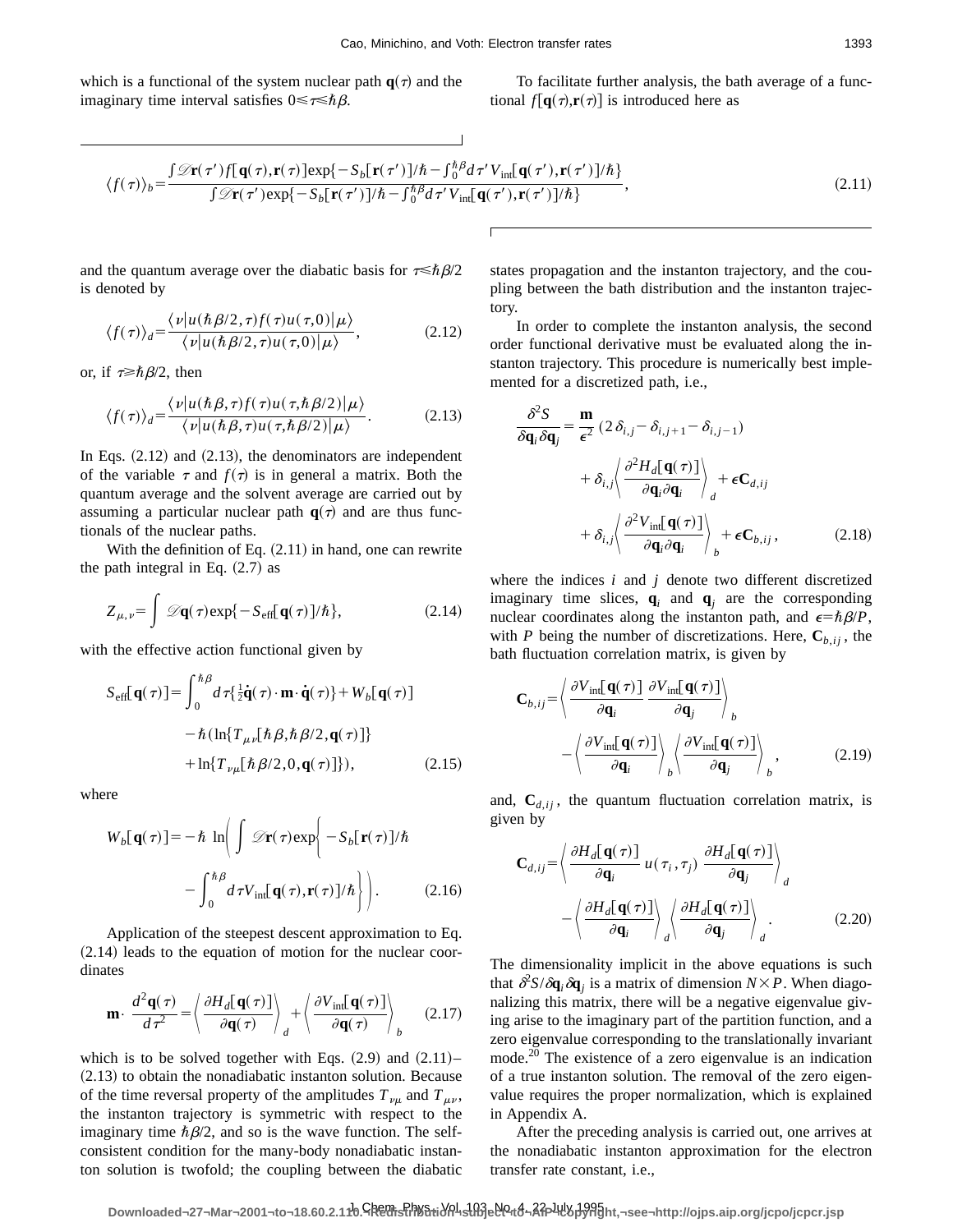which is a functional of the system nuclear path $\mathbf{q}(\tau)$ and the imaginary time interval satisfies $0 \leqslant \tau \leqslant \hbar\beta$.

To facilitate further analysis, the bath average of a functional $f[\mathbf{q}(\tau), \mathbf{r}(\tau)]$ is introduced here as

$$\langle f(\tau) \rangle_b = \frac{\int \mathscr{D}\mathbf{r}(\tau') f[\mathbf{q}(\tau), \mathbf{r}(\tau)] \exp\{-S_b[\mathbf{r}(\tau')]/\hbar - \int_0^{\hbar\beta} d\tau' V_{\text{int}}[\mathbf{q}(\tau'), \mathbf{r}(\tau')]/\hbar\}}{\int \mathscr{D}\mathbf{r}(\tau') \exp\{-S_b[\mathbf{r}(\tau')]/\hbar - \int_0^{\hbar\beta} d\tau' V_{\text{int}}[\mathbf{q}(\tau'), \mathbf{r}(\tau')]/\hbar\}}, \tag{2.11}$$

and the quantum average over the diabatic basis for $\tau \leqslant \hbar\beta/2$ is denoted by

$$\langle f(\tau) \rangle_d = \frac{\langle \nu | u(\hbar\beta/2, \tau) f(\tau) u(\tau, 0) | \mu \rangle}{\langle \nu | u(\hbar\beta/2, \tau) u(\tau, 0) | \mu \rangle}, \tag{2.12}$$

or, if $\tau \geqslant \hbar\beta/2$, then

$$\langle f(\tau) \rangle_d = \frac{\langle \nu | u(\hbar\beta, \tau) f(\tau) u(\tau, \hbar\beta/2) | \mu \rangle}{\langle \nu | u(\hbar\beta, \tau) u(\tau, \hbar\beta/2) | \mu \rangle}. \tag{2.13}$$

In Eqs. (2.12) and (2.13), the denominators are independent of the variable $\tau$ and $f(\tau)$ is in general a matrix. Both the quantum average and the solvent average are carried out by assuming a particular nuclear path $\mathbf{q}(\tau)$ and are thus functionals of the nuclear paths.

With the definition of Eq. (2.11) in hand, one can rewrite the path integral in Eq. (2.7) as

$$Z_{\mu,\nu} = \int \mathscr{D}\mathbf{q}(\tau) \exp\{-S_{\text{eff}}[\mathbf{q}(\tau)]/\hbar\}, \tag{2.14}$$

with the effective action functional given by

$$\begin{aligned} S_{\text{eff}}[\mathbf{q}(\tau)] = &\int_0^{\hbar\beta} d\tau \{\tfrac{1}{2}\dot{\mathbf{q}}(\tau) \cdot \mathbf{m} \cdot \dot{\mathbf{q}}(\tau)\} + W_b[\mathbf{q}(\tau)] \\ &- \hbar(\ln\{T_{\mu\nu}[\hbar\beta, \hbar\beta/2, \mathbf{q}(\tau)]\} \\ &+ \ln\{T_{\nu\mu}[\hbar\beta/2, 0, \mathbf{q}(\tau)]\}), \end{aligned} \tag{2.15}$$

where

$$\begin{aligned} W_b[\mathbf{q}(\tau)] = -\hbar \ln\Bigg( \int \mathscr{D}\mathbf{r}(\tau) \exp\Bigg\{ &-S_b[\mathbf{r}(\tau)]/\hbar \\ &- \int_0^{\hbar\beta} d\tau V_{\text{int}}[\mathbf{q}(\tau), \mathbf{r}(\tau)]/\hbar \Bigg\} \Bigg). \end{aligned} \tag{2.16}$$

Application of the steepest descent approximation to Eq. (2.14) leads to the equation of motion for the nuclear coordinates

$$\mathbf{m} \cdot \frac{d^2\mathbf{q}(\tau)}{d\tau^2} = \left\langle \frac{\partial H_d[\mathbf{q}(\tau)]}{\partial \mathbf{q}(\tau)} \right\rangle_d + \left\langle \frac{\partial V_{\text{int}}[\mathbf{q}(\tau)]}{\partial \mathbf{q}(\tau)} \right\rangle_b \tag{2.17}$$

which is to be solved together with Eqs. (2.9) and (2.11)–(2.13) to obtain the nonadiabatic instanton solution. Because of the time reversal property of the amplitudes $T_{\nu\mu}$ and $T_{\mu\nu}$, the instanton trajectory is symmetric with respect to the imaginary time $\hbar\beta/2$, and so is the wave function. The self-consistent condition for the many-body nonadiabatic instanton solution is twofold; the coupling between the diabatic states propagation and the instanton trajectory, and the coupling between the bath distribution and the instanton trajectory.

In order to complete the instanton analysis, the second order functional derivative must be evaluated along the instanton trajectory. This procedure is numerically best implemented for a discretized path, i.e.,

$$\begin{aligned} \frac{\delta^2 S}{\delta \mathbf{q}_i \delta \mathbf{q}_j} = &\frac{\mathbf{m}}{\epsilon^2} (2\delta_{i,j} - \delta_{i,j+1} - \delta_{i,j-1}) \\ &+ \delta_{i,j} \left\langle \frac{\partial^2 H_d[\mathbf{q}(\tau)]}{\partial \mathbf{q}_i \partial \mathbf{q}_i} \right\rangle_d + \epsilon \mathbf{C}_{d,ij} \\ &+ \delta_{i,j} \left\langle \frac{\partial^2 V_{\text{int}}[\mathbf{q}(\tau)]}{\partial \mathbf{q}_i \partial \mathbf{q}_i} \right\rangle_b + \epsilon \mathbf{C}_{b,ij}, \end{aligned} \tag{2.18}$$

where the indices $i$ and $j$ denote two different discretized imaginary time slices, $\mathbf{q}_i$ and $\mathbf{q}_j$ are the corresponding nuclear coordinates along the instanton path, and $\epsilon = \hbar\beta/P$, with $P$ being the number of discretizations. Here, $\mathbf{C}_{b,ij}$, the bath fluctuation correlation matrix, is given by

$$\begin{aligned} \mathbf{C}_{b,ij} = &\left\langle \frac{\partial V_{\text{int}}[\mathbf{q}(\tau)]}{\partial \mathbf{q}_i} \frac{\partial V_{\text{int}}[\mathbf{q}(\tau)]}{\partial \mathbf{q}_j} \right\rangle_b \\ &- \left\langle \frac{\partial V_{\text{int}}[\mathbf{q}(\tau)]}{\partial \mathbf{q}_i} \right\rangle_b \left\langle \frac{\partial V_{\text{int}}[\mathbf{q}(\tau)]}{\partial \mathbf{q}_j} \right\rangle_b, \end{aligned} \tag{2.19}$$

and, $\mathbf{C}_{d,ij}$, the quantum fluctuation correlation matrix, is given by

$$\begin{aligned} \mathbf{C}_{d,ij} = &\left\langle \frac{\partial H_d[\mathbf{q}(\tau)]}{\partial \mathbf{q}_i} u(\tau_i, \tau_j) \frac{\partial H_d[\mathbf{q}(\tau)]}{\partial \mathbf{q}_j} \right\rangle_d \\ &- \left\langle \frac{\partial H_d[\mathbf{q}(\tau)]}{\partial \mathbf{q}_i} \right\rangle_d \left\langle \frac{\partial H_d[\mathbf{q}(\tau)]}{\partial \mathbf{q}_j} \right\rangle_d. \end{aligned} \tag{2.20}$$

The dimensionality implicit in the above equations is such that $\delta^2 S/\delta \mathbf{q}_i \delta \mathbf{q}_j$ is a matrix of dimension $N \times P$. When diagonalizing this matrix, there will be a negative eigenvalue giving arise to the imaginary part of the partition function, and a zero eigenvalue corresponding to the translationally invariant mode.[20] The existence of a zero eigenvalue is an indication of a true instanton solution. The removal of the zero eigenvalue requires the proper normalization, which is explained in Appendix A.

After the preceding analysis is carried out, one arrives at the nonadiabatic instanton approximation for the electron transfer rate constant, i.e.,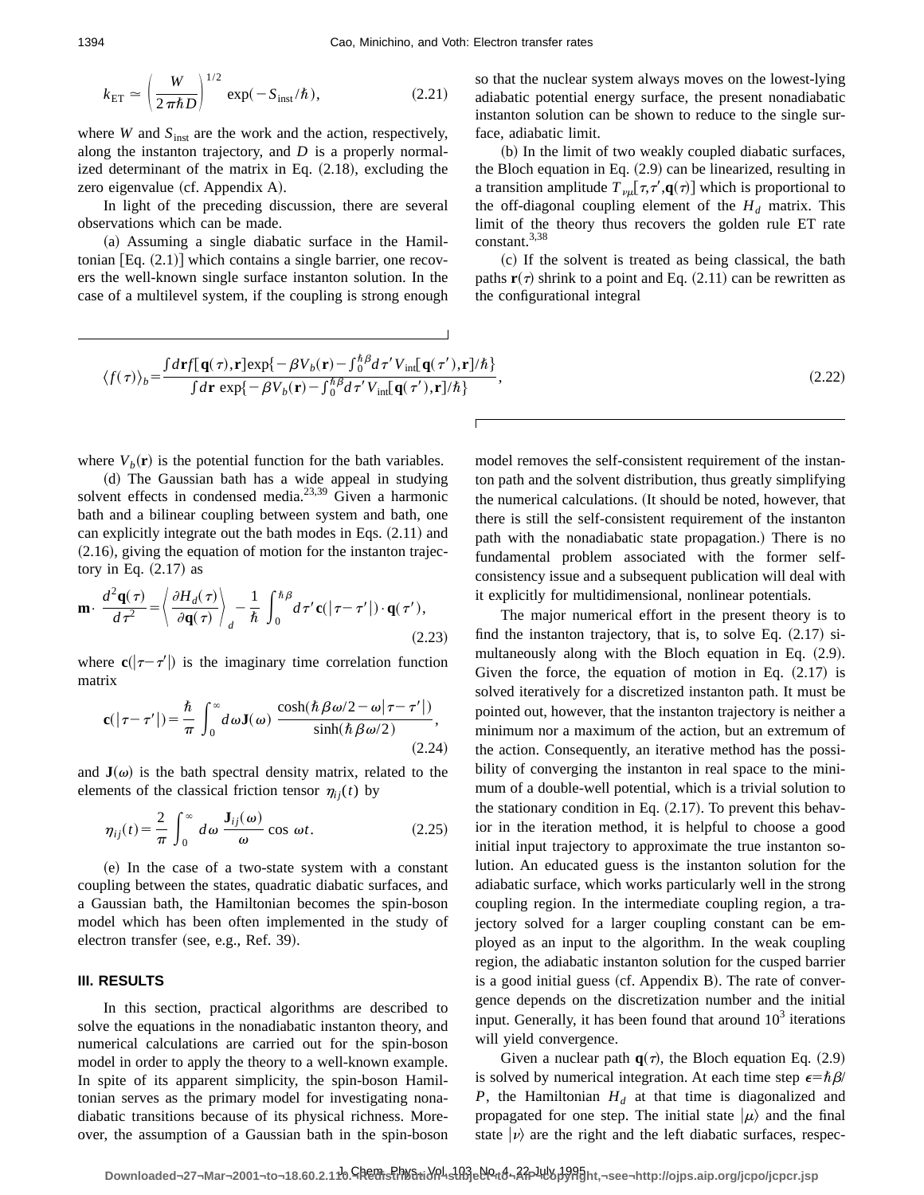$$k_{\mathrm{ET}} \simeq \left(\frac{W}{2\pi\hbar D}\right)^{1/2} \exp(-S_{\mathrm{inst}}/\hbar), \tag{2.21}$$

where $W$ and $S_{\mathrm{inst}}$ are the work and the action, respectively, along the instanton trajectory, and $D$ is a properly normalized determinant of the matrix in Eq. (2.18), excluding the zero eigenvalue (cf. Appendix A).

In light of the preceding discussion, there are several observations which can be made.

(a) Assuming a single diabatic surface in the Hamiltonian [Eq. (2.1)] which contains a single barrier, one recovers the well-known single surface instanton solution. In the case of a multilevel system, if the coupling is strong enough so that the nuclear system always moves on the lowest-lying adiabatic potential energy surface, the present nonadiabatic instanton solution can be shown to reduce to the single surface, adiabatic limit.

(b) In the limit of two weakly coupled diabatic surfaces, the Bloch equation in Eq. (2.9) can be linearized, resulting in a transition amplitude $T_{\nu\mu}[\tau,\tau',\mathbf{q}(\tau)]$ which is proportional to the off-diagonal coupling element of the $H_d$ matrix. This limit of the theory thus recovers the golden rule ET rate constant.[3,38]

(c) If the solvent is treated as being classical, the bath paths $\mathbf{r}(\tau)$ shrink to a point and Eq. (2.11) can be rewritten as the configurational integral

$$\langle f(\tau)\rangle_b = \frac{\int d\mathbf{r} f[\mathbf{q}(\tau),\mathbf{r}]\exp\{-\beta V_b(\mathbf{r}) - \int_0^{\hbar\beta} d\tau' V_{\mathrm{int}}[\mathbf{q}(\tau'),\mathbf{r}]/\hbar\}}{\int d\mathbf{r}\, \exp\{-\beta V_b(\mathbf{r}) - \int_0^{\hbar\beta} d\tau' V_{\mathrm{int}}[\mathbf{q}(\tau'),\mathbf{r}]/\hbar\}}, \tag{2.22}$$

where $V_b(\mathbf{r})$ is the potential function for the bath variables.

(d) The Gaussian bath has a wide appeal in studying solvent effects in condensed media.[23,39] Given a harmonic bath and a bilinear coupling between system and bath, one can explicitly integrate out the bath modes in Eqs. (2.11) and (2.16), giving the equation of motion for the instanton trajectory in Eq. (2.17) as

$$\mathbf{m}\cdot \frac{d^2\mathbf{q}(\tau)}{d\tau^2} = \left\langle \frac{\partial H_d(\tau)}{\partial \mathbf{q}(\tau)} \right\rangle_d - \frac{1}{\hbar}\int_0^{\hbar\beta} d\tau' \, \mathbf{c}(|\tau-\tau'|)\cdot \mathbf{q}(\tau'), \tag{2.23}$$

where $\mathbf{c}(|\tau-\tau'|)$ is the imaginary time correlation function matrix

$$\mathbf{c}(|\tau-\tau'|) = \frac{\hbar}{\pi}\int_0^\infty d\omega \mathbf{J}(\omega)\, \frac{\cosh(\hbar\beta\omega/2 - \omega|\tau-\tau'|)}{\sinh(\hbar\beta\omega/2)}, \tag{2.24}$$

and $\mathbf{J}(\omega)$ is the bath spectral density matrix, related to the elements of the classical friction tensor $\eta_{ij}(t)$ by

$$\eta_{ij}(t) = \frac{2}{\pi}\int_0^\infty d\omega \frac{\mathbf{J}_{ij}(\omega)}{\omega}\cos \omega t. \tag{2.25}$$

(e) In the case of a two-state system with a constant coupling between the states, quadratic diabatic surfaces, and a Gaussian bath, the Hamiltonian becomes the spin-boson model which has been often implemented in the study of electron transfer (see, e.g., Ref. 39).

### III. RESULTS

In this section, practical algorithms are described to solve the equations in the nonadiabatic instanton theory, and numerical calculations are carried out for the spin-boson model in order to apply the theory to a well-known example. In spite of its apparent simplicity, the spin-boson Hamiltonian serves as the primary model for investigating nonadiabatic transitions because of its physical richness. Moreover, the assumption of a Gaussian bath in the spin-boson model removes the self-consistent requirement of the instanton path and the solvent distribution, thus greatly simplifying the numerical calculations. (It should be noted, however, that there is still the self-consistent requirement of the instanton path with the nonadiabatic state propagation.) There is no fundamental problem associated with the former self-consistency issue and a subsequent publication will deal with it explicitly for multidimensional, nonlinear potentials.

The major numerical effort in the present theory is to find the instanton trajectory, that is, to solve Eq. (2.17) simultaneously along with the Bloch equation in Eq. (2.9). Given the force, the equation of motion in Eq. (2.17) is solved iteratively for a discretized instanton path. It must be pointed out, however, that the instanton trajectory is neither a minimum nor a maximum of the action, but an extremum of the action. Consequently, an iterative method has the possibility of converging the instanton in real space to the minimum of a double-well potential, which is a trivial solution to the stationary condition in Eq. (2.17). To prevent this behavior in the iteration method, it is helpful to choose a good initial input trajectory to approximate the true instanton solution. An educated guess is the instanton solution for the adiabatic surface, which works particularly well in the strong coupling region. In the intermediate coupling region, a trajectory solved for a larger coupling constant can be employed as an input to the algorithm. In the weak coupling region, the adiabatic instanton solution for the cusped barrier is a good initial guess (cf. Appendix B). The rate of convergence depends on the discretization number and the initial input. Generally, it has been found that around $10^3$ iterations will yield convergence.

Given a nuclear path $\mathbf{q}(\tau)$, the Bloch equation Eq. (2.9) is solved by numerical integration. At each time step $\epsilon = \hbar\beta/P$, the Hamiltonian $H_d$ at that time is diagonalized and propagated for one step. The initial state $|\mu\rangle$ and the final state $|\nu\rangle$ are the right and the left diabatic surfaces, respec-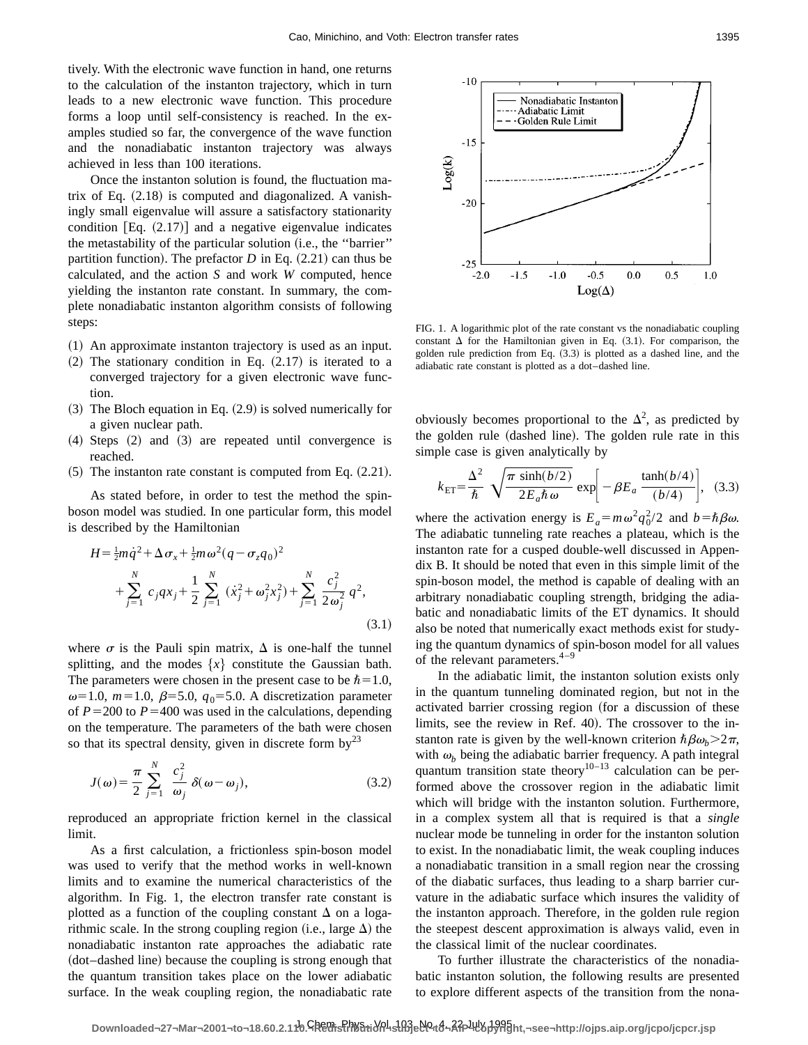tively. With the electronic wave function in hand, one returns to the calculation of the instanton trajectory, which in turn leads to a new electronic wave function. This procedure forms a loop until self-consistency is reached. In the examples studied so far, the convergence of the wave function and the nonadiabatic instanton trajectory was always achieved in less than 100 iterations.

Once the instanton solution is found, the fluctuation matrix of Eq. (2.18) is computed and diagonalized. A vanishingly small eigenvalue will assure a satisfactory stationarity condition [Eq. (2.17)] and a negative eigenvalue indicates the metastability of the particular solution (i.e., the "barrier" partition function). The prefactor $D$ in Eq. (2.21) can thus be calculated, and the action $S$ and work $W$ computed, hence yielding the instanton rate constant. In summary, the complete nonadiabatic instanton algorithm consists of following steps:

(1) An approximate instanton trajectory is used as an input.
(2) The stationary condition in Eq. (2.17) is iterated to a converged trajectory for a given electronic wave function.
(3) The Bloch equation in Eq. (2.9) is solved numerically for a given nuclear path.
(4) Steps (2) and (3) are repeated until convergence is reached.
(5) The instanton rate constant is computed from Eq. (2.21).

As stated before, in order to test the method the spin-boson model was studied. In one particular form, this model is described by the Hamiltonian

$$H=\frac{1}{2}m\dot{q}^2+\Delta\sigma_x+\frac{1}{2}m\omega^2(q-\sigma_z q_0)^2 + \sum_{j=1}^{N} c_j q x_j + \frac{1}{2}\sum_{j=1}^{N}(\dot{x}_j^2+\omega_j^2 x_j^2)+\sum_{j=1}^{N}\frac{c_j^2}{2\omega_j^2}q^2, \tag{3.1}$$

where $\sigma$ is the Pauli spin matrix, $\Delta$ is one-half the tunnel splitting, and the modes $\{x\}$ constitute the Gaussian bath. The parameters were chosen in the present case to be $\hbar=1.0$, $\omega=1.0$, $m=1.0$, $\beta=5.0$, $q_0=5.0$. A discretization parameter of $P=200$ to $P=400$ was used in the calculations, depending on the temperature. The parameters of the bath were chosen so that its spectral density, given in discrete form by[23]

$$J(\omega)=\frac{\pi}{2}\sum_{j=1}^{N}\frac{c_j^2}{\omega_j}\,\delta(\omega-\omega_j), \tag{3.2}$$

reproduced an appropriate friction kernel in the classical limit.

As a first calculation, a frictionless spin-boson model was used to verify that the method works in well-known limits and to examine the numerical characteristics of the algorithm. In Fig. 1, the electron transfer rate constant is plotted as a function of the coupling constant $\Delta$ on a logarithmic scale. In the strong coupling region (i.e., large $\Delta$) the nonadiabatic instanton rate approaches the adiabatic rate (dot–dashed line) because the coupling is strong enough that the quantum transition takes place on the lower adiabatic surface. In the weak coupling region, the nonadiabatic rate obviously becomes proportional to the $\Delta^2$, as predicted by the golden rule (dashed line). The golden rule rate in this simple case is given analytically by

$$k_{\mathrm{ET}}=\frac{\Delta^2}{\hbar}\sqrt{\frac{\pi\,\sinh(b/2)}{2E_a\hbar\omega}}\exp\left[-\beta E_a\frac{\tanh(b/4)}{(b/4)}\right], \tag{3.3}$$

where the activation energy is $E_a=m\omega^2 q_0^2/2$ and $b=\hbar\beta\omega$. The adiabatic tunneling rate reaches a plateau, which is the instanton rate for a cusped double-well discussed in Appendix B. It should be noted that even in this simple limit of the spin-boson model, the method is capable of dealing with an arbitrary nonadiabatic coupling strength, bridging the adiabatic and nonadiabatic limits of the ET dynamics. It should also be noted that numerically exact methods exist for studying the quantum dynamics of spin-boson model for all values of the relevant parameters.[4–9]

FIG. 1. A logarithmic plot of the rate constant vs the nonadiabatic coupling constant $\Delta$ for the Hamiltonian given in Eq. (3.1). For comparison, the golden rule prediction from Eq. (3.3) is plotted as a dashed line, and the adiabatic rate constant is plotted as a dot–dashed line.

In the adiabatic limit, the instanton solution exists only in the quantum tunneling dominated region, but not in the activated barrier crossing region (for a discussion of these limits, see the review in Ref. 40). The crossover to the instanton rate is given by the well-known criterion $\hbar\beta\omega_b>2\pi$, with $\omega_b$ being the adiabatic barrier frequency. A path integral quantum transition state theory[10–13] calculation can be performed above the crossover region in the adiabatic limit which will bridge with the instanton solution. Furthermore, in a complex system all that is required is that a *single* nuclear mode be tunneling in order for the instanton solution to exist. In the nonadiabatic limit, the weak coupling induces a nonadiabatic transition in a small region near the crossing of the diabatic surfaces, thus leading to a sharp barrier curvature in the adiabatic surface which insures the validity of the instanton approach. Therefore, in the golden rule region the steepest descent approximation is always valid, even in the classical limit of the nuclear coordinates.

To further illustrate the characteristics of the nonadiabatic instanton solution, the following results are presented to explore different aspects of the transition from the nona-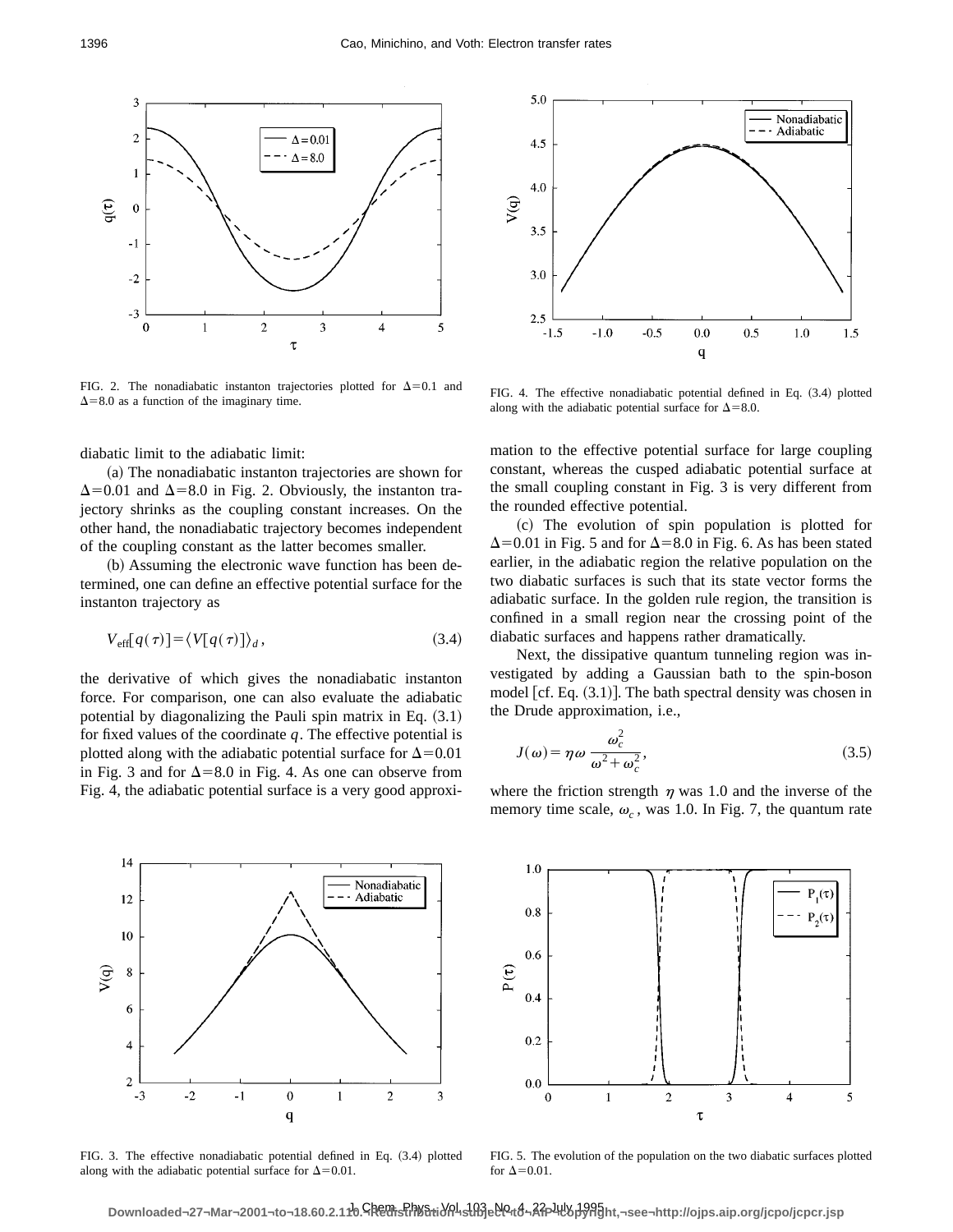FIG. 2. The nonadiabatic instanton trajectories plotted for $\Delta=0.1$ and $\Delta=8.0$ as a function of the imaginary time.

FIG. 4. The effective nonadiabatic potential defined in Eq. (3.4) plotted along with the adiabatic potential surface for $\Delta=8.0$.

diabatic limit to the adiabatic limit:

(a) The nonadiabatic instanton trajectories are shown for $\Delta=0.01$ and $\Delta=8.0$ in Fig. 2. Obviously, the instanton trajectory shrinks as the coupling constant increases. On the other hand, the nonadiabatic trajectory becomes independent of the coupling constant as the latter becomes smaller.

(b) Assuming the electronic wave function has been determined, one can define an effective potential surface for the instanton trajectory as

$$V_{\text{eff}}[q(\tau)]=\langle V[q(\tau)]\rangle_d, \tag{3.4}$$

the derivative of which gives the nonadiabatic instanton force. For comparison, one can also evaluate the adiabatic potential by diagonalizing the Pauli spin matrix in Eq. (3.1) for fixed values of the coordinate $q$. The effective potential is plotted along with the adiabatic potential surface for $\Delta=0.01$ in Fig. 3 and for $\Delta=8.0$ in Fig. 4. As one can observe from Fig. 4, the adiabatic potential surface is a very good approximation to the effective potential surface for large coupling constant, whereas the cusped adiabatic potential surface at the small coupling constant in Fig. 3 is very different from the rounded effective potential.

(c) The evolution of spin population is plotted for $\Delta=0.01$ in Fig. 5 and for $\Delta=8.0$ in Fig. 6. As has been stated earlier, in the adiabatic region the relative population on the two diabatic surfaces is such that its state vector forms the adiabatic surface. In the golden rule region, the transition is confined in a small region near the crossing point of the diabatic surfaces and happens rather dramatically.

Next, the dissipative quantum tunneling region was investigated by adding a Gaussian bath to the spin-boson model [cf. Eq. (3.1)]. The bath spectral density was chosen in the Drude approximation, i.e.,

$$J(\omega)=\eta\omega\,\frac{\omega_c^2}{\omega^2+\omega_c^2}, \tag{3.5}$$

where the friction strength $\eta$ was 1.0 and the inverse of the memory time scale, $\omega_c$, was 1.0. In Fig. 7, the quantum rate

FIG. 3. The effective nonadiabatic potential defined in Eq. (3.4) plotted along with the adiabatic potential surface for $\Delta=0.01$.

FIG. 5. The evolution of the population on the two diabatic surfaces plotted for $\Delta=0.01$.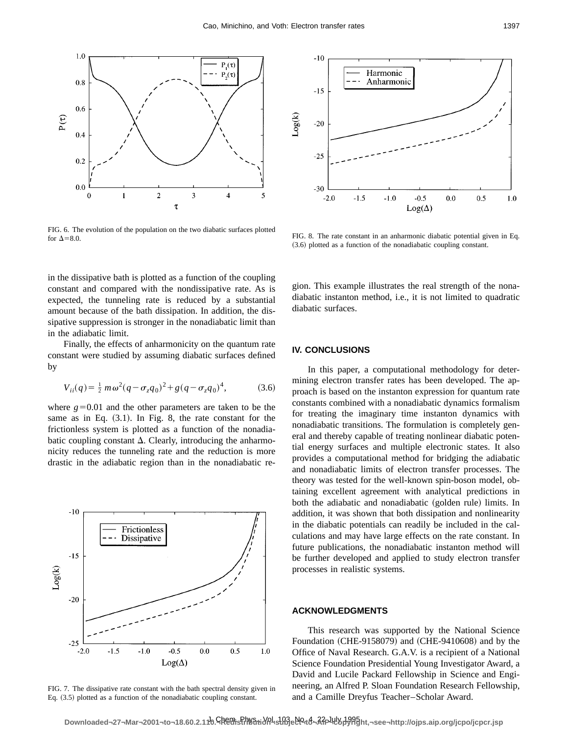FIG. 6. The evolution of the population on the two diabatic surfaces plotted for $\Delta=8.0$.

FIG. 8. The rate constant in an anharmonic diabatic potential given in Eq. (3.6) plotted as a function of the nonadiabatic coupling constant.

in the dissipative bath is plotted as a function of the coupling constant and compared with the nondissipative rate. As is expected, the tunneling rate is reduced by a substantial amount because of the bath dissipation. In addition, the dissipative suppression is stronger in the nonadiabatic limit than in the adiabatic limit.

Finally, the effects of anharmonicity on the quantum rate constant were studied by assuming diabatic surfaces defined by

$$V_{ii}(q)=\frac{1}{2}m\omega^2(q-\sigma_z q_0)^2+g(q-\sigma_z q_0)^4, \tag{3.6}$$

where $g=0.01$ and the other parameters are taken to be the same as in Eq. (3.1). In Fig. 8, the rate constant for the frictionless system is plotted as a function of the nonadiabatic coupling constant $\Delta$. Clearly, introducing the anharmonicity reduces the tunneling rate and the reduction is more drastic in the adiabatic region than in the nonadiabatic region. This example illustrates the real strength of the nonadiabatic instanton method, i.e., it is not limited to quadratic diabatic surfaces.

FIG. 7. The dissipative rate constant with the bath spectral density given in Eq. (3.5) plotted as a function of the nonadiabatic coupling constant.

## IV. CONCLUSIONS

In this paper, a computational methodology for determining electron transfer rates has been developed. The approach is based on the instanton expression for quantum rate constants combined with a nonadiabatic dynamics formalism for treating the imaginary time instanton dynamics with nonadiabatic transitions. The formulation is completely general and thereby capable of treating nonlinear diabatic potential energy surfaces and multiple electronic states. It also provides a computational method for bridging the adiabatic and nonadiabatic limits of electron transfer processes. The theory was tested for the well-known spin–boson model, obtaining excellent agreement with analytical predictions in both the adiabatic and nonadiabatic (golden rule) limits. In addition, it was shown that both dissipation and nonlinearity in the diabatic potentials can readily be included in the calculations and may have large effects on the rate constant. In future publications, the nonadiabatic instanton method will be further developed and applied to study electron transfer processes in realistic systems.

## ACKNOWLEDGMENTS

This research was supported by the National Science Foundation (CHE-9158079) and (CHE-9410608) and by the Office of Naval Research. G.A.V. is a recipient of a National Science Foundation Presidential Young Investigator Award, a David and Lucile Packard Fellowship in Science and Engineering, an Alfred P. Sloan Foundation Research Fellowship, and a Camille Dreyfus Teacher–Scholar Award.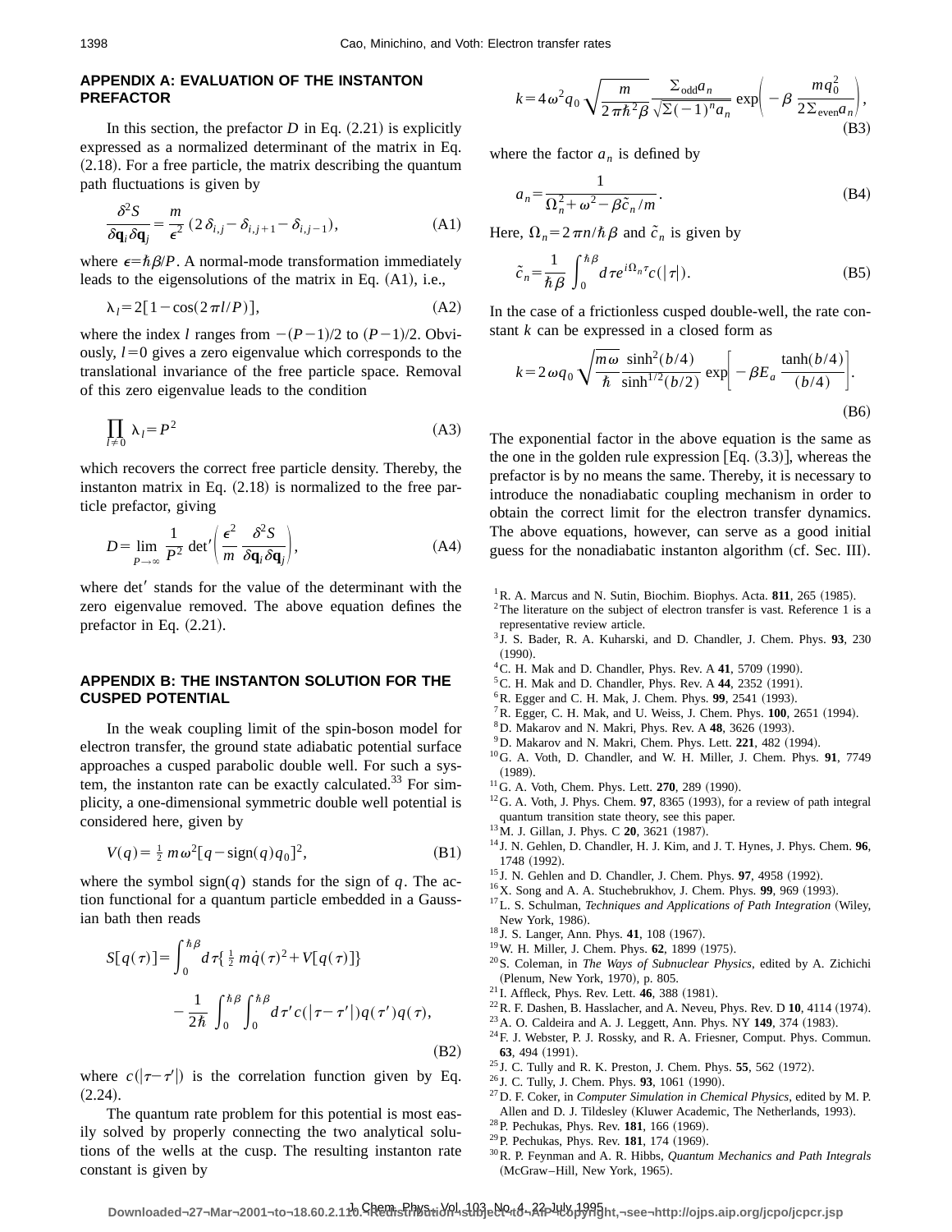## APPENDIX A: EVALUATION OF THE INSTANTON PREFACTOR

In this section, the prefactor $D$ in Eq. (2.21) is explicitly expressed as a normalized determinant of the matrix in Eq. (2.18). For a free particle, the matrix describing the quantum path fluctuations is given by

$$\frac{\delta^2 S}{\delta \mathbf{q}_i \delta \mathbf{q}_j} = \frac{m}{\epsilon^2}\,(2\delta_{i,j} - \delta_{i,j+1} - \delta_{i,j-1}), \tag{A1}$$

where $\epsilon = \hbar\beta/P$. A normal-mode transformation immediately leads to the eigensolutions of the matrix in Eq. (A1), i.e.,

$$\lambda_l = 2[1 - \cos(2\pi l/P)], \tag{A2}$$

where the index $l$ ranges from $-(P-1)/2$ to $(P-1)/2$. Obviously, $l=0$ gives a zero eigenvalue which corresponds to the translational invariance of the free particle space. Removal of this zero eigenvalue leads to the condition

$$\prod_{l\neq 0} \lambda_l = P^2 \tag{A3}$$

which recovers the correct free particle density. Thereby, the instanton matrix in Eq. (2.18) is normalized to the free particle prefactor, giving

$$D = \lim_{P\to\infty} \frac{1}{P^2}\,\det{}'\left(\frac{\epsilon^2}{m}\,\frac{\delta^2 S}{\delta \mathbf{q}_i \delta \mathbf{q}_j}\right), \tag{A4}$$

where $\det'$ stands for the value of the determinant with the zero eigenvalue removed. The above equation defines the prefactor in Eq. (2.21).

## APPENDIX B: THE INSTANTON SOLUTION FOR THE CUSPED POTENTIAL

In the weak coupling limit of the spin-boson model for electron transfer, the ground state adiabatic potential surface approaches a cusped parabolic double well. For such a system, the instanton rate can be exactly calculated.[33] For simplicity, a one-dimensional symmetric double well potential is considered here, given by

$$V(q) = \tfrac{1}{2} m\omega^2 [q - \mathrm{sign}(q) q_0]^2, \tag{B1}$$

where the symbol $\mathrm{sign}(q)$ stands for the sign of $q$. The action functional for a quantum particle embedded in a Gaussian bath then reads

$$S[q(\tau)] = \int_0^{\hbar\beta} d\tau \{ \tfrac{1}{2} m\dot{q}(\tau)^2 + V[q(\tau)] \} - \frac{1}{2\hbar}\int_0^{\hbar\beta}\int_0^{\hbar\beta} d\tau' c(|\tau - \tau'|) q(\tau') q(\tau), \tag{B2}$$

where $c(|\tau-\tau'|)$ is the correlation function given by Eq. (2.24).

The quantum rate problem for this potential is most easily solved by properly connecting the two analytical solutions of the wells at the cusp. The resulting instanton rate constant is given by

$$k = 4\omega^2 q_0 \sqrt{\frac{m}{2\pi\hbar^2\beta}}\,\frac{\Sigma_{\mathrm{odd}} a_n}{\sqrt{\Sigma(-1)^n a_n}}\,\exp\left(-\beta\,\frac{m q_0^2}{2\Sigma_{\mathrm{even}} a_n}\right), \tag{B3}$$

where the factor $a_n$ is defined by

$$a_n = \frac{1}{\Omega_n^2 + \omega^2 - \beta \tilde{c}_n/m}. \tag{B4}$$

Here, $\Omega_n = 2\pi n/\hbar\beta$ and $\tilde{c}_n$ is given by

$$\tilde{c}_n = \frac{1}{\hbar\beta}\int_0^{\hbar\beta} d\tau e^{i\Omega_n \tau} c(|\tau|). \tag{B5}$$

In the case of a frictionless cusped double-well, the rate constant $k$ can be expressed in a closed form as

$$k = 2\omega q_0 \sqrt{\frac{m\omega}{\hbar}}\,\frac{\sinh^2(b/4)}{\sinh^{1/2}(b/2)}\,\exp\left[-\beta E_a\,\frac{\tanh(b/4)}{(b/4)}\right]. \tag{B6}$$

The exponential factor in the above equation is the same as the one in the golden rule expression [Eq. (3.3)], whereas the prefactor is by no means the same. Thereby, it is necessary to introduce the nonadiabatic coupling mechanism in order to obtain the correct limit for the electron transfer dynamics. The above equations, however, can serve as a good initial guess for the nonadiabatic instanton algorithm (cf. Sec. III).

[1] R. A. Marcus and N. Sutin, Biochim. Biophys. Acta. **811**, 265 (1985).
[2] The literature on the subject of electron transfer is vast. Reference 1 is a representative review article.
[3] J. S. Bader, R. A. Kuharski, and D. Chandler, J. Chem. Phys. **93**, 230 (1990).
[4] C. H. Mak and D. Chandler, Phys. Rev. A **41**, 5709 (1990).
[5] C. H. Mak and D. Chandler, Phys. Rev. A **44**, 2352 (1991).
[6] R. Egger and C. H. Mak, J. Phys. Chem. **99**, 2541 (1993).
[7] R. Egger, C. H. Mak, and U. Weiss, J. Chem. Phys. **100**, 2651 (1994).
[8] D. Makarov and N. Makri, Phys. Rev. A **48**, 3626 (1993).
[9] D. Makarov and N. Makri, Chem. Phys. Lett. **221**, 482 (1994).
[10] G. A. Voth, D. Chandler, and W. H. Miller, J. Chem. Phys. **91**, 7749 (1989).
[11] G. A. Voth, Chem. Phys. Lett. **270**, 289 (1990).
[12] G. A. Voth, J. Phys. Chem. **97**, 8365 (1993), for a review of path integral quantum transition state theory, see this paper.
[13] M. J. Gillan, J. Phys. C **20**, 3621 (1987).
[14] J. N. Gehlen, D. Chandler, H. J. Kim, and J. T. Hynes, J. Phys. Chem. **96**, 1748 (1992).
[15] J. N. Gehlen and D. Chandler, J. Chem. Phys. **97**, 4958 (1992).
[16] X. Song and A. A. Stuchebrukhov, J. Chem. Phys. **99**, 969 (1993).
[17] L. S. Schulman, *Techniques and Applications of Path Integration* (Wiley, New York, 1986).
[18] J. S. Langer, Ann. Phys. **41**, 108 (1967).
[19] W. H. Miller, J. Chem. Phys. **62**, 1899 (1975).
[20] S. Coleman, in *The Ways of Subnuclear Physics*, edited by A. Zichichi (Plenum, New York, 1970), p. 805.
[21] I. Affleck, Phys. Rev. Lett. **46**, 388 (1981).
[22] R. F. Dashen, B. Hasslacher, and A. Neveu, Phys. Rev. D **10**, 4114 (1974).
[23] A. O. Caldeira and A. J. Leggett, Ann. Phys. NY **149**, 374 (1983).
[24] F. J. Webster, P. J. Rossky, and R. A. Friesner, Comput. Phys. Commun. **63**, 494 (1991).
[25] J. C. Tully and R. K. Preston, J. Chem. Phys. **55**, 562 (1972).
[26] J. C. Tully, J. Chem. Phys. **93**, 1061 (1990).
[27] D. F. Coker, in *Computer Simulation in Chemical Physics*, edited by M. P. Allen and D. J. Tildesley (Kluwer Academic, The Netherlands, 1993).
[28] P. Pechukas, Phys. Rev. **181**, 166 (1969).
[29] P. Pechukas, Phys. Rev. **181**, 174 (1969).
[30] R. P. Feynman and A. R. Hibbs, *Quantum Mechanics and Path Integrals* (McGraw–Hill, New York, 1965).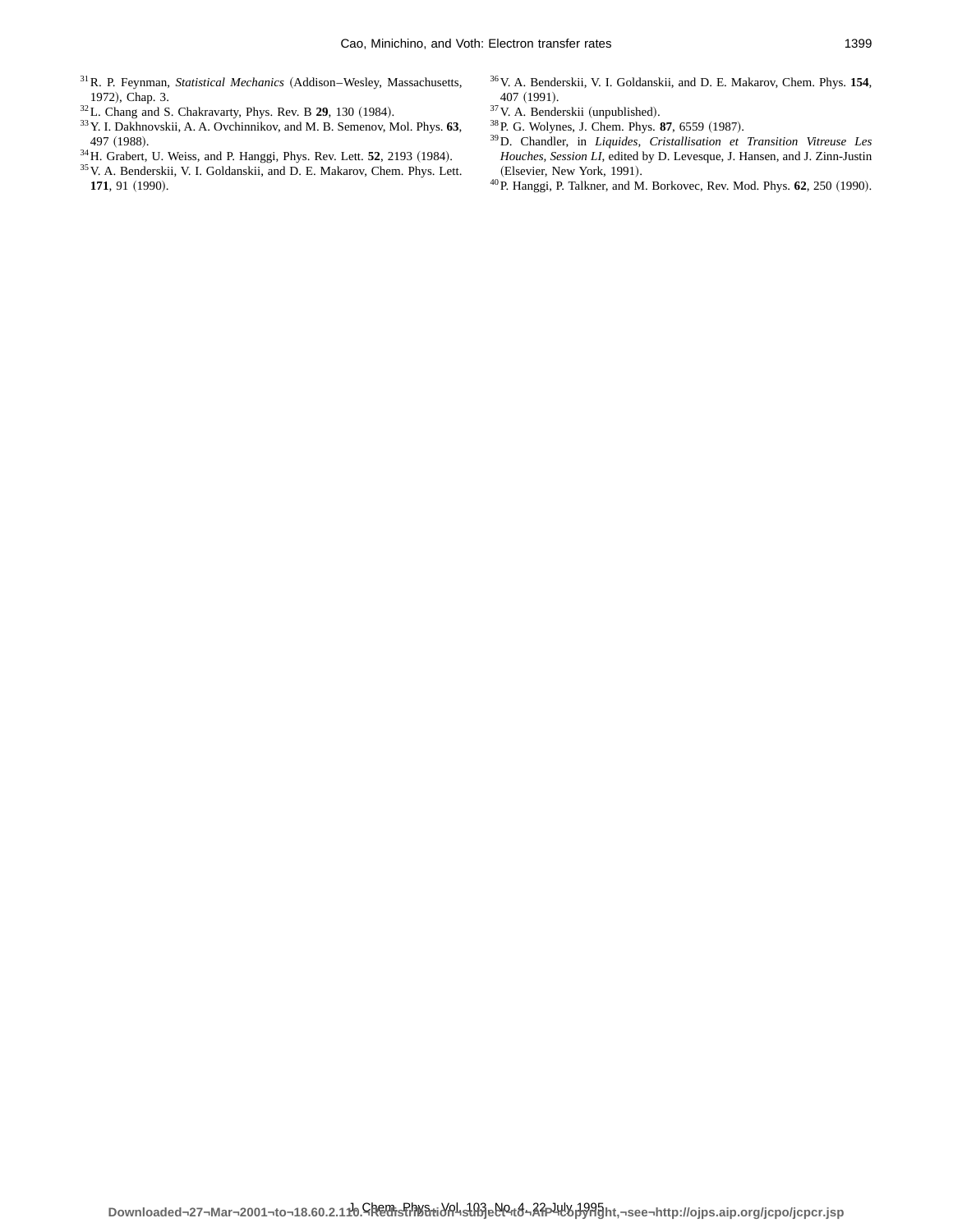[31] R. P. Feynman, *Statistical Mechanics* (Addison–Wesley, Massachusetts, 1972), Chap. 3.

[32] L. Chang and S. Chakravarty, Phys. Rev. B **29**, 130 (1984).

[33] Y. I. Dakhnovskii, A. A. Ovchinnikov, and M. B. Semenov, Mol. Phys. **63**, 497 (1988).

[34] H. Grabert, U. Weiss, and P. Hanggi, Phys. Rev. Lett. **52**, 2193 (1984).

[35] V. A. Benderskii, V. I. Goldanskii, and D. E. Makarov, Chem. Phys. Lett. **171**, 91 (1990).

[36] V. A. Benderskii, V. I. Goldanskii, and D. E. Makarov, Chem. Phys. **154**, 407 (1991).

[37] V. A. Benderskii (unpublished).

[38] P. G. Wolynes, J. Chem. Phys. **87**, 6559 (1987).

[39] D. Chandler, in *Liquides, Cristallisation et Transition Vitreuse Les Houches, Session LI*, edited by D. Levesque, J. Hansen, and J. Zinn-Justin (Elsevier, New York, 1991).

[40] P. Hanggi, P. Talkner, and M. Borkovec, Rev. Mod. Phys. **62**, 250 (1990).